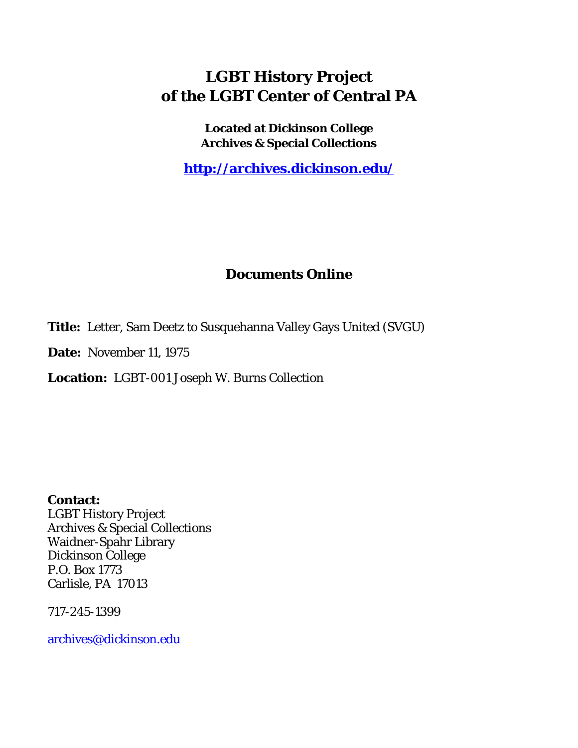# LGBT History Project of the LGBT Center of Central PA

**Located at Dickinson College Archives & Special Collections**

**http://archives.dickinson.edu/**

## Documents Online

**Title:** Letter, Sam Deetz to Susquehanna Valley Gays United (SVGU)

**Date:** November 11, 1975

**Location:** LGBT-001 Joseph W. Burns Collection

**Contact:**
LGBT History Project
Archives & Special Collections
Waidner-Spahr Library
Dickinson College
P.O. Box 1773
Carlisle, PA 17013

717-245-1399

archives@dickinson.edu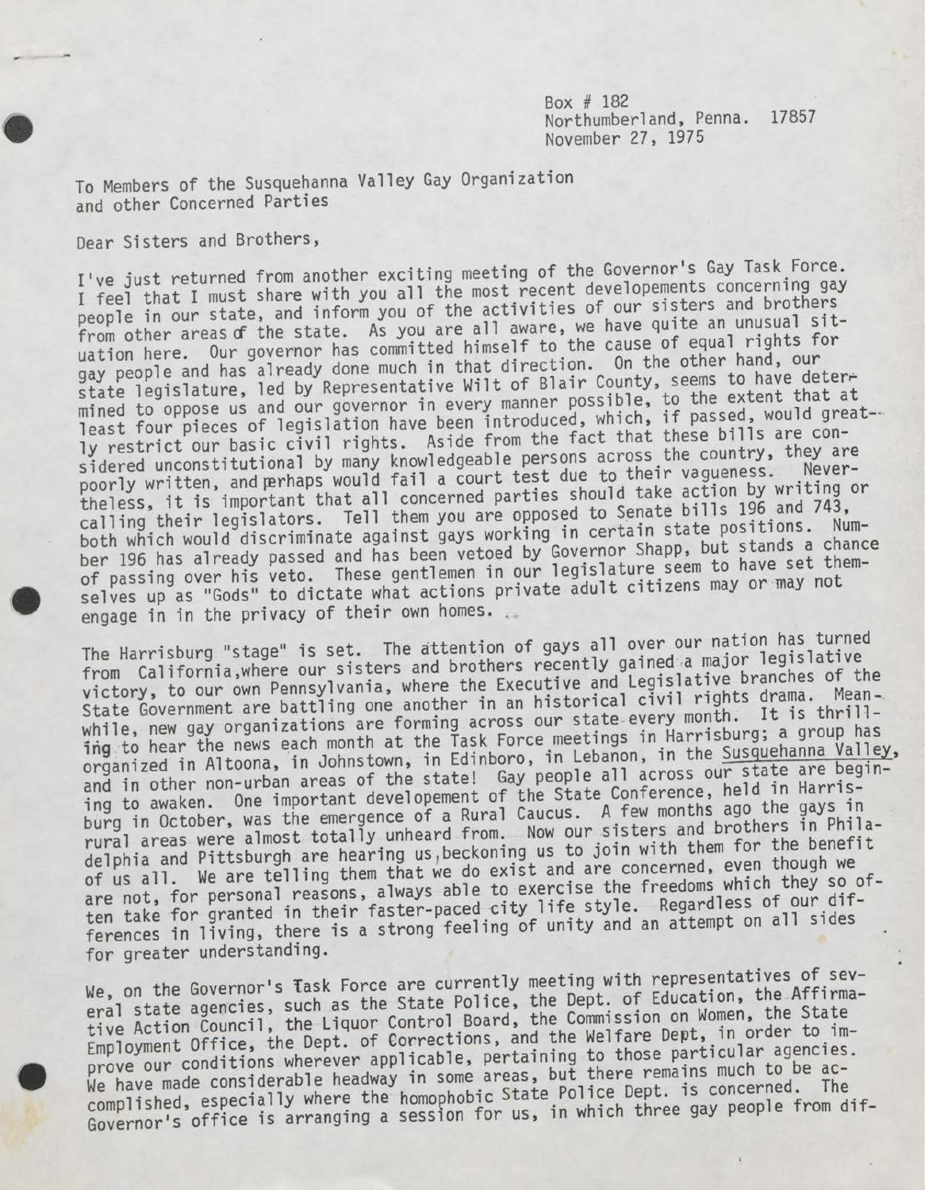Box # 182
Northumberland, Penna. 17857
November 27, 1975

To Members of the Susquehanna Valley Gay Organization
and other Concerned Parties

Dear Sisters and Brothers,

I've just returned from another exciting meeting of the Governor's Gay Task Force. I feel that I must share with you all the most recent developements concerning gay people in our state, and inform you of the activities of our sisters and brothers from other areas of the state. As you are all aware, we have quite an unusual situation here. Our governor has committed himself to the cause of equal rights for gay people and has already done much in that direction. On the other hand, our state legislature, led by Representative Wilt of Blair County, seems to have determined to oppose us and our governor in every manner possible, to the extent that at least four pieces of legislation have been introduced, which, if passed, would greatly restrict our basic civil rights. Aside from the fact that these bills are considered unconstitutional by many knowledgeable persons across the country, they are poorly written, and perhaps would fail a court test due to their vagueness. Nevertheless, it is important that all concerned parties should take action by writing or calling their legislators. Tell them you are opposed to Senate bills 196 and 743, both which would discriminate against gays working in certain state positions. Number 196 has already passed and has been vetoed by Governor Shapp, but stands a chance of passing over his veto. These gentlemen in our legislature seem to have set themselves up as "Gods" to dictate what actions private adult citizens may or may not engage in in the privacy of their own homes.

The Harrisburg "stage" is set. The attention of gays all over our nation has turned from California, where our sisters and brothers recently gained a major legislative victory, to our own Pennsylvania, where the Executive and Legislative branches of the State Government are battling one another in an historical civil rights drama. Meanwhile, new gay organizations are forming across our state every month. It is thrilling to hear the news each month at the Task Force meetings in Harrisburg; a group has organized in Altoona, in Johnstown, in Edinboro, in Lebanon, in the Susquehanna Valley, and in other non-urban areas of the state! Gay people all across our state are beginning to awaken. One important developement of the State Conference, held in Harrisburg in October, was the emergence of a Rural Caucus. A few months ago the gays in rural areas were almost totally unheard from. Now our sisters and brothers in Philadelphia and Pittsburgh are hearing us, beckoning us to join with them for the benefit of us all. We are telling them that we do exist and are concerned, even though we are not, for personal reasons, always able to exercise the freedoms which they so often take for granted in their faster-paced city life style. Regardless of our differences in living, there is a strong feeling of unity and an attempt on all sides for greater understanding.

We, on the Governor's Task Force are currently meeting with representatives of several state agencies, such as the State Police, the Dept. of Education, the Affirmative Action Council, the Liquor Control Board, the Commission on Women, the State Employment Office, the Dept. of Corrections, and the Welfare Dept, in order to improve our conditions wherever applicable, pertaining to those particular agencies. We have made considerable headway in some areas, but there remains much to be accomplished, especially where the homophobic State Police Dept. is concerned. The Governor's office is arranging a session for us, in which three gay people from dif-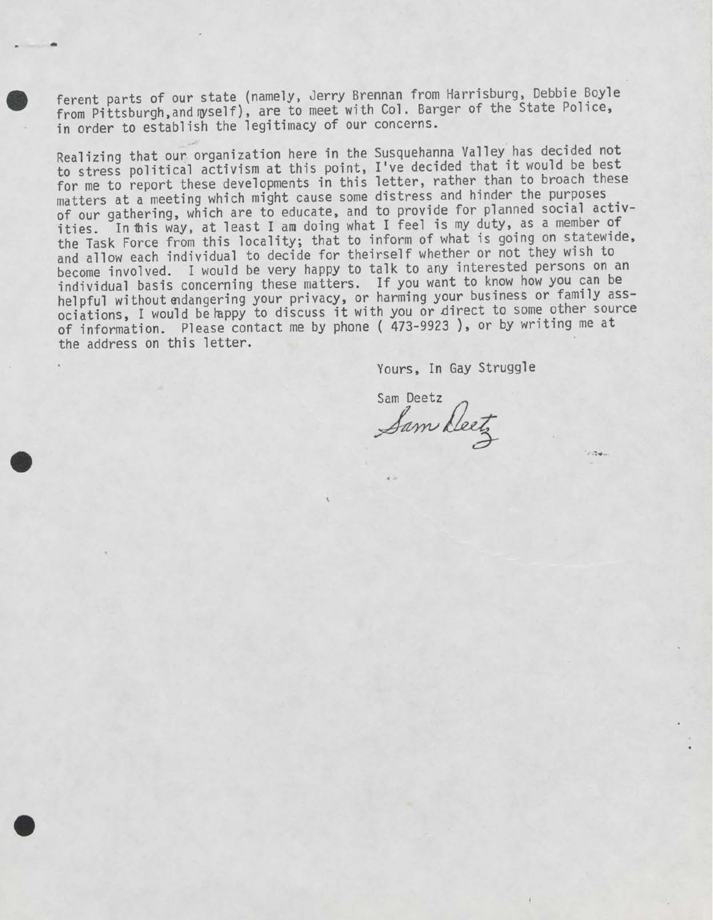ferent parts of our state (namely, Jerry Brennan from Harrisburg, Debbie Boyle from Pittsburgh, and myself), are to meet with Col. Barger of the State Police, in order to establish the legitimacy of our concerns.

Realizing that our organization here in the Susquehanna Valley has decided not to stress political activism at this point, I've decided that it would be best for me to report these developments in this letter, rather than to broach these matters at a meeting which might cause some distress and hinder the purposes of our gathering, which are to educate, and to provide for planned social activities. In this way, at least I am doing what I feel is my duty, as a member of the Task Force from this locality; that to inform of what is going on statewide, and allow each individual to decide for theirself whether or not they wish to become involved. I would be very happy to talk to any interested persons on an individual basis concerning these matters. If you want to know how you can be helpful without endangering your privacy, or harming your business or family associations, I would be happy to discuss it with you or direct to some other source of information. Please contact me by phone ( 473-9923 ), or by writing me at the address on this letter.

Yours, In Gay Struggle

Sam Deetz

*Sam Deetz*